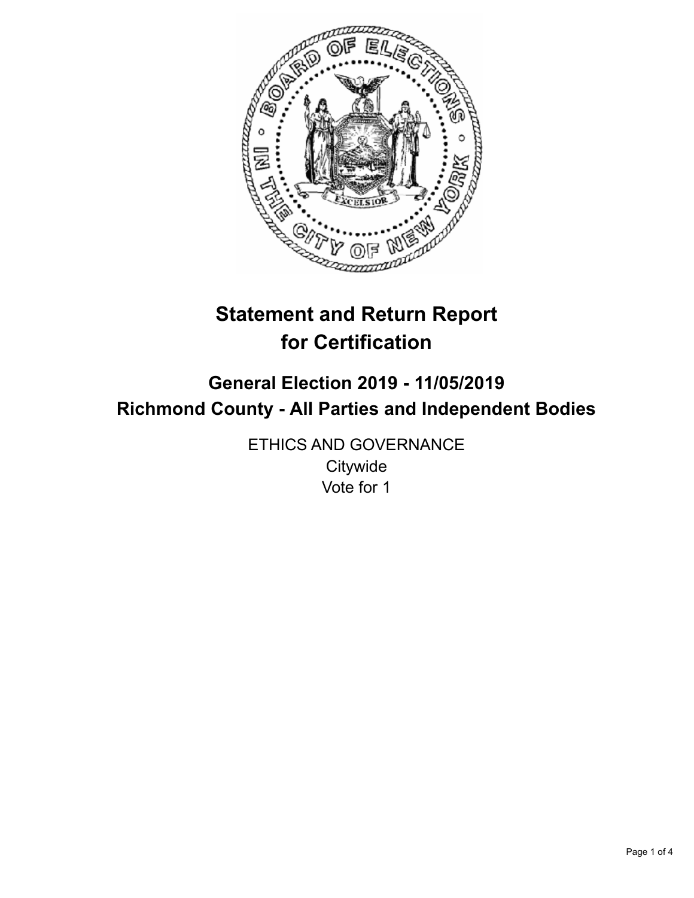# Statement and Return Report for Certification

## General Election 2019 - 11/05/2019
## Richmond County - All Parties and Independent Bodies

ETHICS AND GOVERNANCE
Citywide
Vote for 1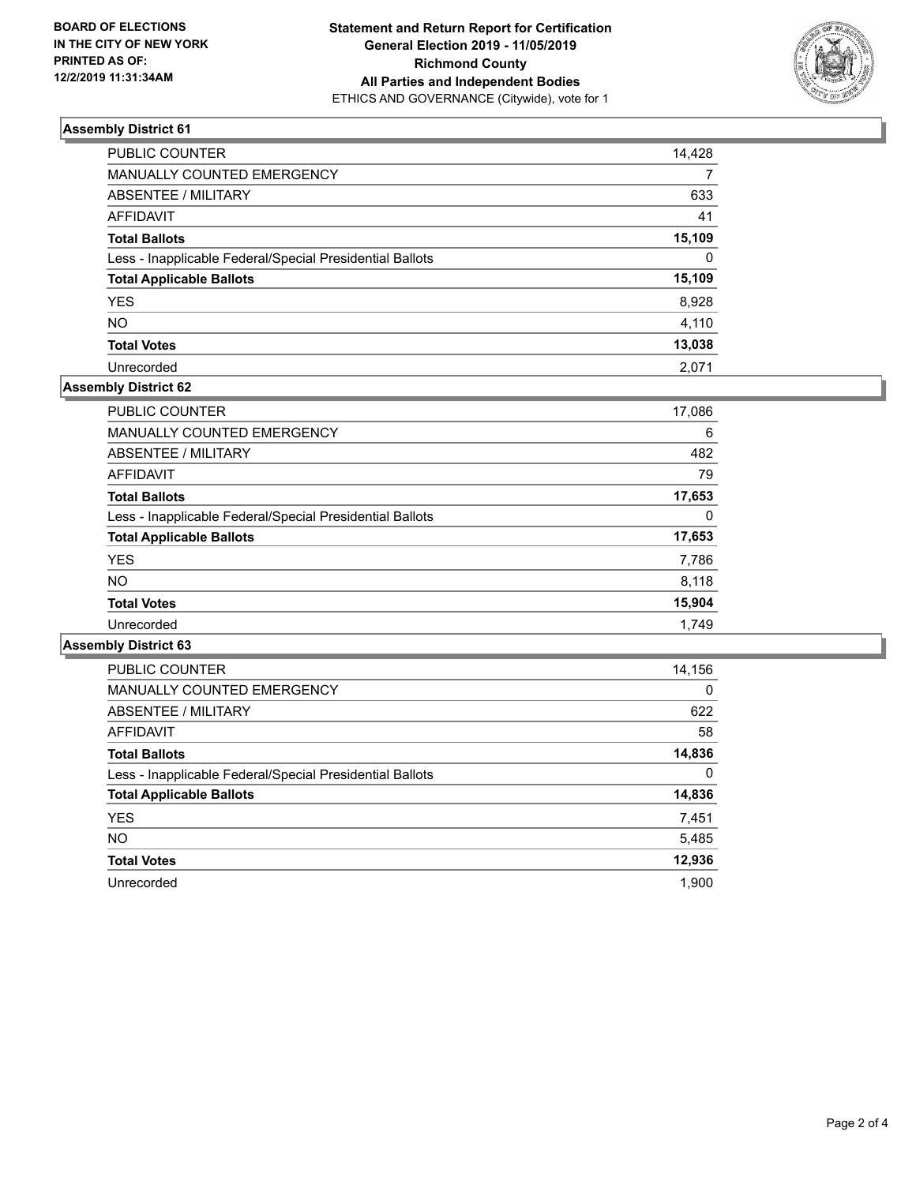**BOARD OF ELECTIONS IN THE CITY OF NEW YORK PRINTED AS OF: 12/2/2019 11:31:34AM**

**Statement and Return Report for Certification General Election 2019 - 11/05/2019 Richmond County All Parties and Independent Bodies**
ETHICS AND GOVERNANCE (Citywide), vote for 1

### Assembly District 61

| | |
|---|---|
| PUBLIC COUNTER | 14,428 |
| MANUALLY COUNTED EMERGENCY | 7 |
| ABSENTEE / MILITARY | 633 |
| AFFIDAVIT | 41 |
| **Total Ballots** | **15,109** |
| Less - Inapplicable Federal/Special Presidential Ballots | 0 |
| **Total Applicable Ballots** | **15,109** |
| YES | 8,928 |
| NO | 4,110 |
| **Total Votes** | **13,038** |
| Unrecorded | 2,071 |

### Assembly District 62

| | |
|---|---|
| PUBLIC COUNTER | 17,086 |
| MANUALLY COUNTED EMERGENCY | 6 |
| ABSENTEE / MILITARY | 482 |
| AFFIDAVIT | 79 |
| **Total Ballots** | **17,653** |
| Less - Inapplicable Federal/Special Presidential Ballots | 0 |
| **Total Applicable Ballots** | **17,653** |
| YES | 7,786 |
| NO | 8,118 |
| **Total Votes** | **15,904** |
| Unrecorded | 1,749 |

### Assembly District 63

| | |
|---|---|
| PUBLIC COUNTER | 14,156 |
| MANUALLY COUNTED EMERGENCY | 0 |
| ABSENTEE / MILITARY | 622 |
| AFFIDAVIT | 58 |
| **Total Ballots** | **14,836** |
| Less - Inapplicable Federal/Special Presidential Ballots | 0 |
| **Total Applicable Ballots** | **14,836** |
| YES | 7,451 |
| NO | 5,485 |
| **Total Votes** | **12,936** |
| Unrecorded | 1,900 |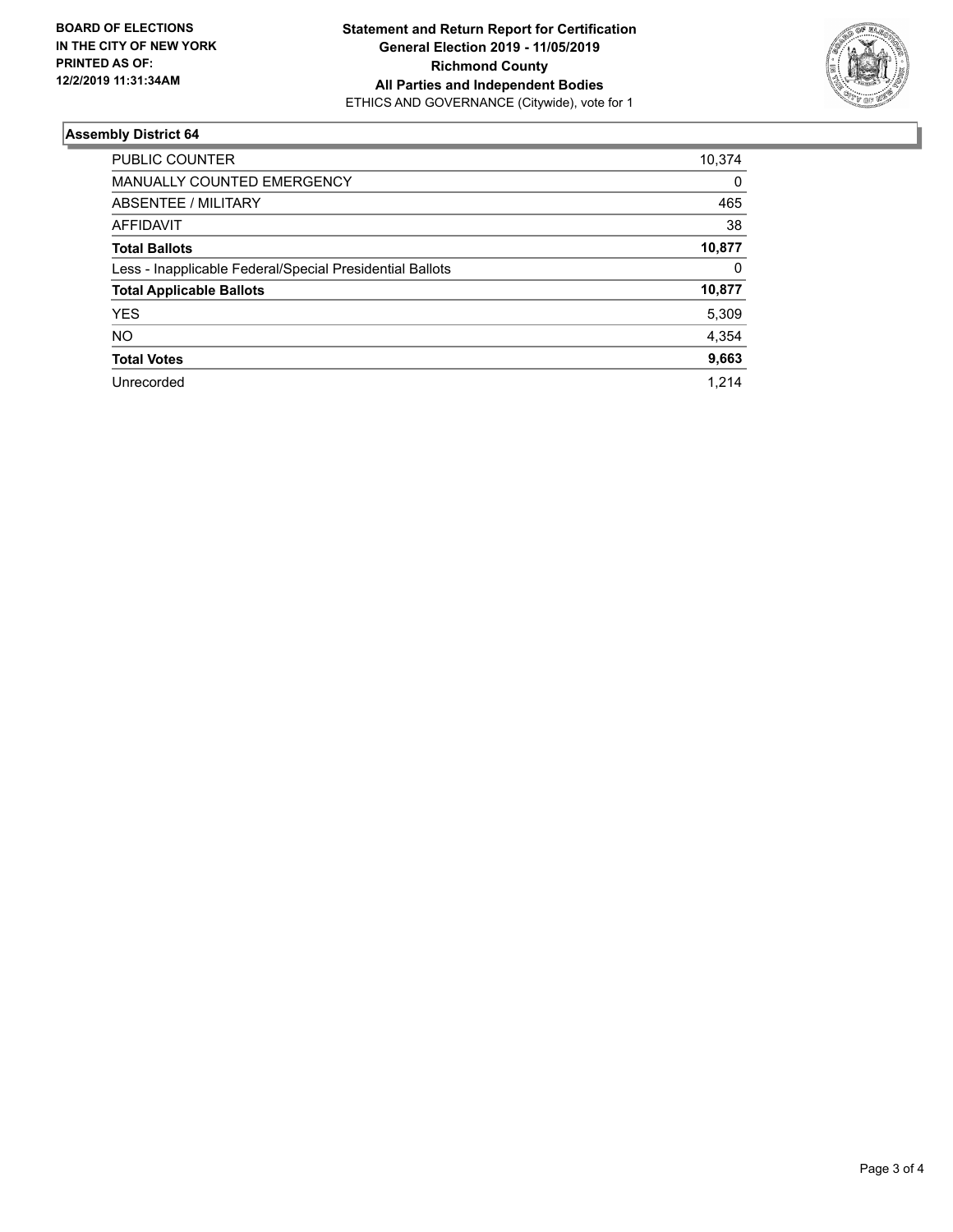**BOARD OF ELECTIONS IN THE CITY OF NEW YORK PRINTED AS OF: 12/2/2019 11:31:34AM**

**Statement and Return Report for Certification General Election 2019 - 11/05/2019 Richmond County All Parties and Independent Bodies**
ETHICS AND GOVERNANCE (Citywide), vote for 1

## Assembly District 64

| | |
|---|---|
| PUBLIC COUNTER | 10,374 |
| MANUALLY COUNTED EMERGENCY | 0 |
| ABSENTEE / MILITARY | 465 |
| AFFIDAVIT | 38 |
| **Total Ballots** | **10,877** |
| Less - Inapplicable Federal/Special Presidential Ballots | 0 |
| **Total Applicable Ballots** | **10,877** |
| YES | 5,309 |
| NO | 4,354 |
| **Total Votes** | **9,663** |
| Unrecorded | 1,214 |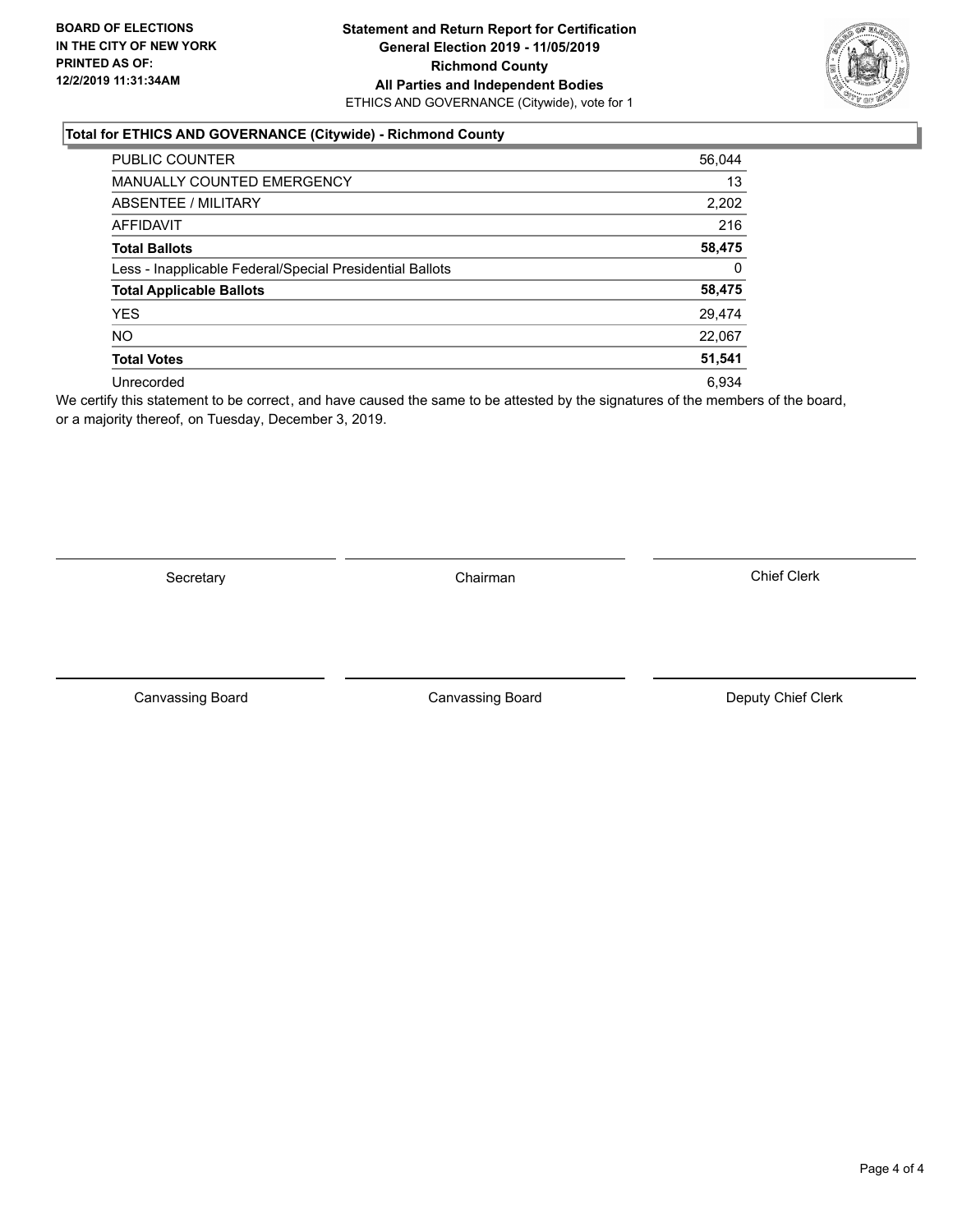**BOARD OF ELECTIONS IN THE CITY OF NEW YORK PRINTED AS OF: 12/2/2019 11:31:34AM**

**Statement and Return Report for Certification**
**General Election 2019 - 11/05/2019**
**Richmond County**
**All Parties and Independent Bodies**
ETHICS AND GOVERNANCE (Citywide), vote for 1

## Total for ETHICS AND GOVERNANCE (Citywide) - Richmond County

| | |
|---|---|
| PUBLIC COUNTER | 56,044 |
| MANUALLY COUNTED EMERGENCY | 13 |
| ABSENTEE / MILITARY | 2,202 |
| AFFIDAVIT | 216 |
| **Total Ballots** | **58,475** |
| Less - Inapplicable Federal/Special Presidential Ballots | 0 |
| **Total Applicable Ballots** | **58,475** |
| YES | 29,474 |
| NO | 22,067 |
| **Total Votes** | **51,541** |
| Unrecorded | 6,934 |

We certify this statement to be correct, and have caused the same to be attested by the signatures of the members of the board, or a majority thereof, on Tuesday, December 3, 2019.

Secretary

Chairman

Chief Clerk

Canvassing Board

Canvassing Board

Deputy Chief Clerk